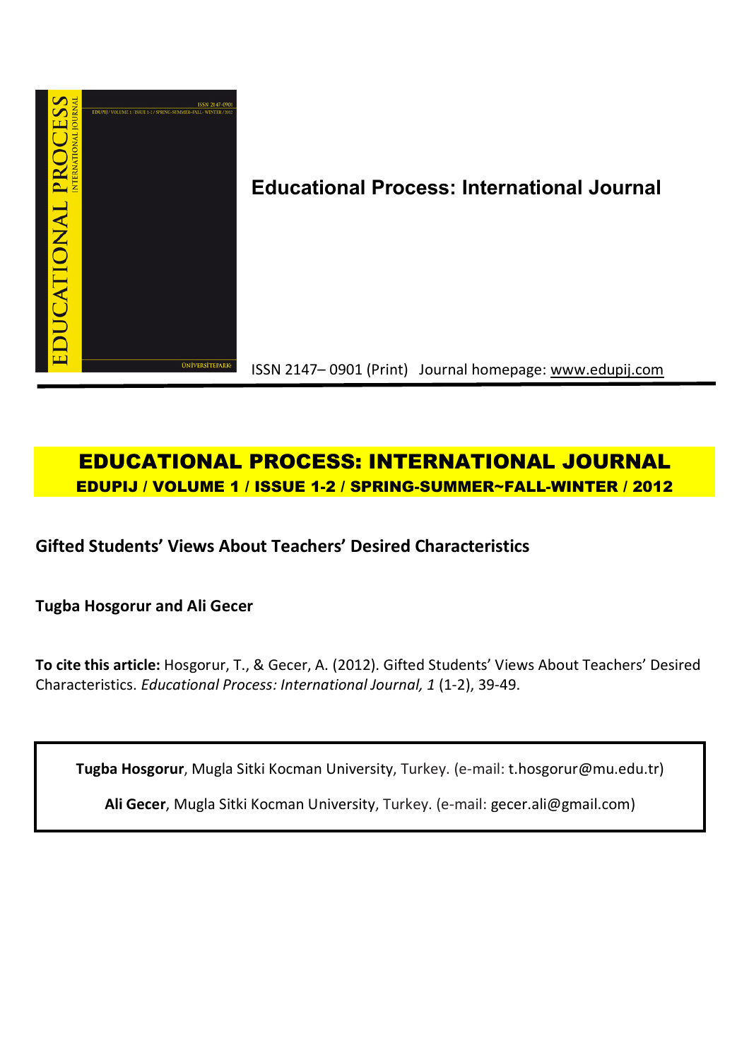**Educational Process: International Journal**

ISSN 2147– 0901 (Print) Journal homepage: www.edupij.com

# EDUCATIONAL PROCESS: INTERNATIONAL JOURNAL

**EDUPIJ / VOLUME 1 / ISSUE 1-2 / SPRING-SUMMER~FALL-WINTER / 2012**

## Gifted Students' Views About Teachers' Desired Characteristics

**Tugba Hosgorur and Ali Gecer**

**To cite this article:** Hosgorur, T., & Gecer, A. (2012). Gifted Students' Views About Teachers' Desired Characteristics. *Educational Process: International Journal, 1* (1-2), 39-49.

**Tugba Hosgorur**, Mugla Sitki Kocman University, Turkey. (e-mail: t.hosgorur@mu.edu.tr)

**Ali Gecer**, Mugla Sitki Kocman University, Turkey. (e-mail: gecer.ali@gmail.com)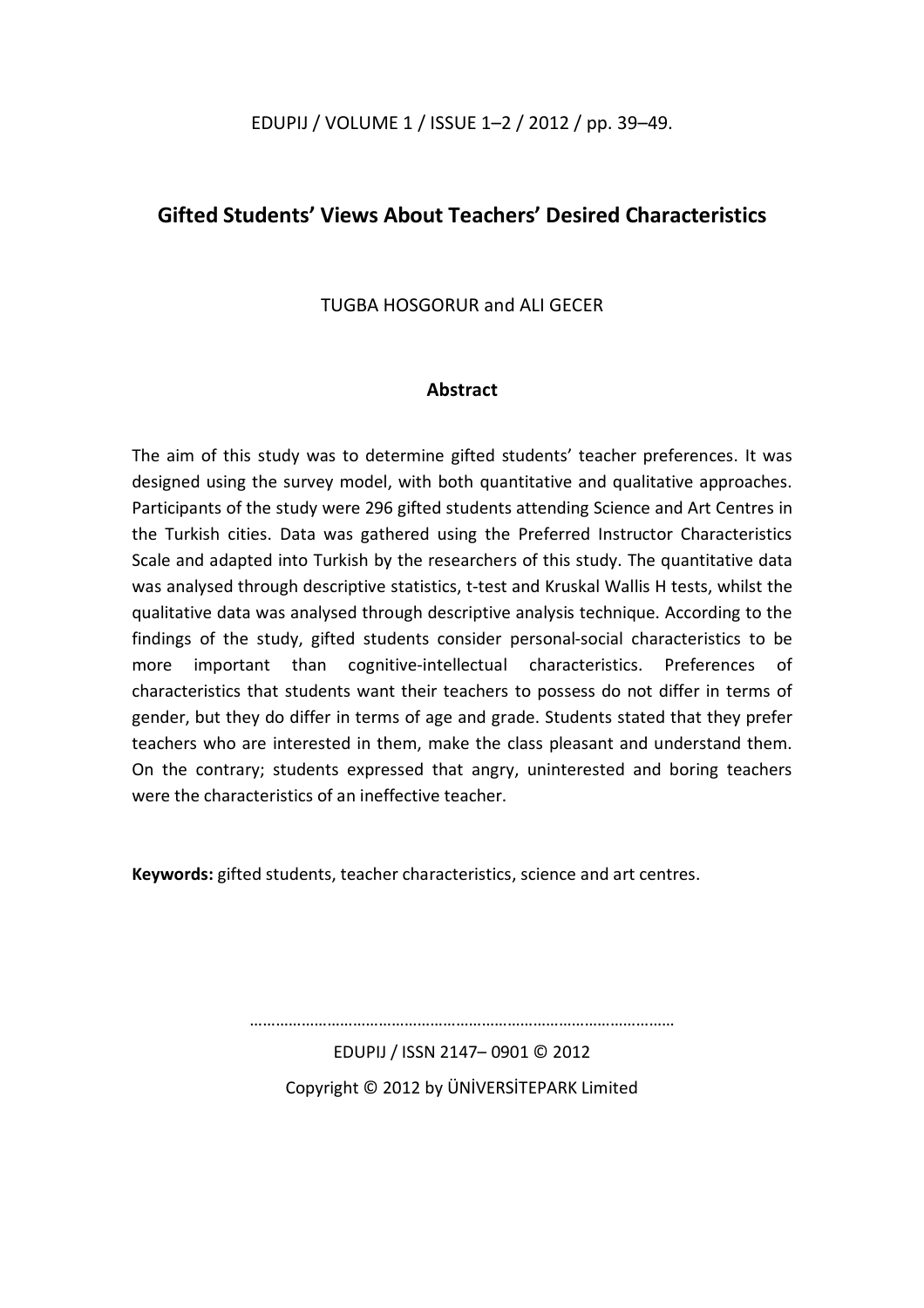# Gifted Students' Views About Teachers' Desired Characteristics

TUGBA HOSGORUR and ALI GECER

## Abstract

The aim of this study was to determine gifted students' teacher preferences. It was designed using the survey model, with both quantitative and qualitative approaches. Participants of the study were 296 gifted students attending Science and Art Centres in the Turkish cities. Data was gathered using the Preferred Instructor Characteristics Scale and adapted into Turkish by the researchers of this study. The quantitative data was analysed through descriptive statistics, t-test and Kruskal Wallis H tests, whilst the qualitative data was analysed through descriptive analysis technique. According to the findings of the study, gifted students consider personal-social characteristics to be more important than cognitive-intellectual characteristics. Preferences of characteristics that students want their teachers to possess do not differ in terms of gender, but they do differ in terms of age and grade. Students stated that they prefer teachers who are interested in them, make the class pleasant and understand them. On the contrary; students expressed that angry, uninterested and boring teachers were the characteristics of an ineffective teacher.

**Keywords:** gifted students, teacher characteristics, science and art centres.

………………………………………………………………………………………

EDUPIJ / ISSN 2147– 0901 © 2012

Copyright © 2012 by ÜNİVERSİTEPARK Limited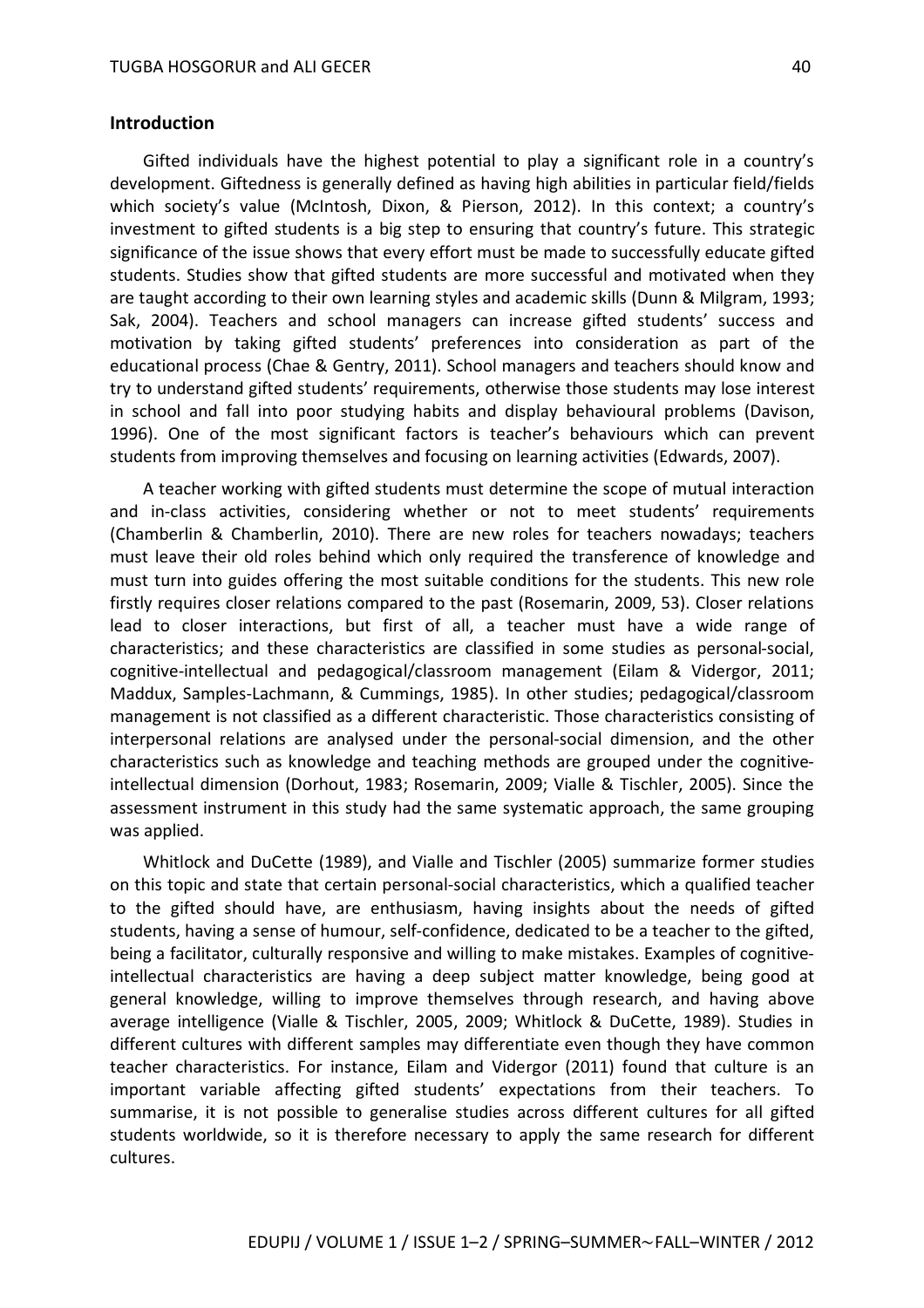## Introduction

Gifted individuals have the highest potential to play a significant role in a country's development. Giftedness is generally defined as having high abilities in particular field/fields which society's value (McIntosh, Dixon, & Pierson, 2012). In this context; a country's investment to gifted students is a big step to ensuring that country's future. This strategic significance of the issue shows that every effort must be made to successfully educate gifted students. Studies show that gifted students are more successful and motivated when they are taught according to their own learning styles and academic skills (Dunn & Milgram, 1993; Sak, 2004). Teachers and school managers can increase gifted students' success and motivation by taking gifted students' preferences into consideration as part of the educational process (Chae & Gentry, 2011). School managers and teachers should know and try to understand gifted students' requirements, otherwise those students may lose interest in school and fall into poor studying habits and display behavioural problems (Davison, 1996). One of the most significant factors is teacher's behaviours which can prevent students from improving themselves and focusing on learning activities (Edwards, 2007).

A teacher working with gifted students must determine the scope of mutual interaction and in-class activities, considering whether or not to meet students' requirements (Chamberlin & Chamberlin, 2010). There are new roles for teachers nowadays; teachers must leave their old roles behind which only required the transference of knowledge and must turn into guides offering the most suitable conditions for the students. This new role firstly requires closer relations compared to the past (Rosemarin, 2009, 53). Closer relations lead to closer interactions, but first of all, a teacher must have a wide range of characteristics; and these characteristics are classified in some studies as personal-social, cognitive-intellectual and pedagogical/classroom management (Eilam & Vidergor, 2011; Maddux, Samples-Lachmann, & Cummings, 1985). In other studies; pedagogical/classroom management is not classified as a different characteristic. Those characteristics consisting of interpersonal relations are analysed under the personal-social dimension, and the other characteristics such as knowledge and teaching methods are grouped under the cognitive-intellectual dimension (Dorhout, 1983; Rosemarin, 2009; Vialle & Tischler, 2005). Since the assessment instrument in this study had the same systematic approach, the same grouping was applied.

Whitlock and DuCette (1989), and Vialle and Tischler (2005) summarize former studies on this topic and state that certain personal-social characteristics, which a qualified teacher to the gifted should have, are enthusiasm, having insights about the needs of gifted students, having a sense of humour, self-confidence, dedicated to be a teacher to the gifted, being a facilitator, culturally responsive and willing to make mistakes. Examples of cognitive-intellectual characteristics are having a deep subject matter knowledge, being good at general knowledge, willing to improve themselves through research, and having above average intelligence (Vialle & Tischler, 2005, 2009; Whitlock & DuCette, 1989). Studies in different cultures with different samples may differentiate even though they have common teacher characteristics. For instance, Eilam and Vidergor (2011) found that culture is an important variable affecting gifted students' expectations from their teachers. To summarise, it is not possible to generalise studies across different cultures for all gifted students worldwide, so it is therefore necessary to apply the same research for different cultures.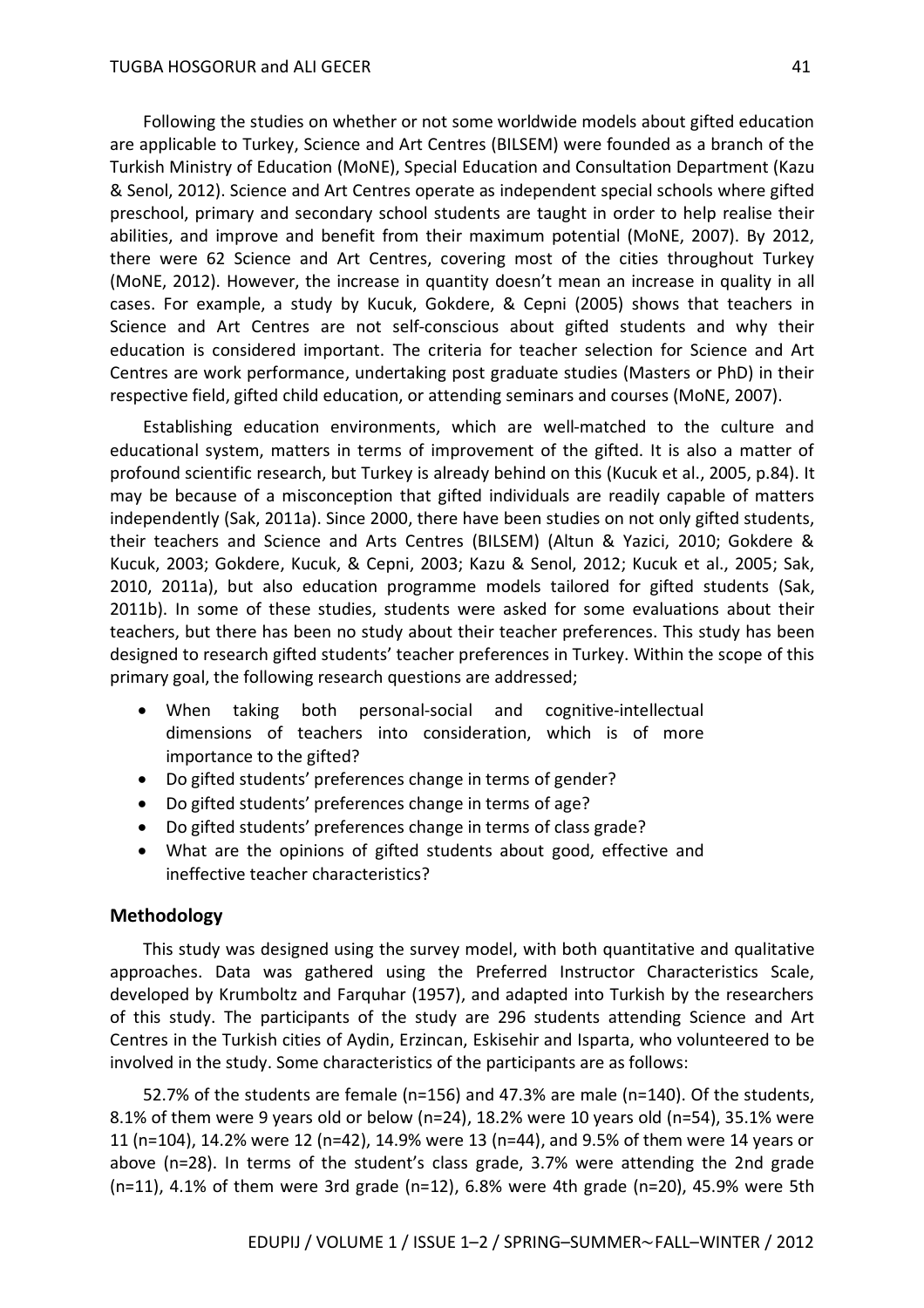Following the studies on whether or not some worldwide models about gifted education are applicable to Turkey, Science and Art Centres (BILSEM) were founded as a branch of the Turkish Ministry of Education (MoNE), Special Education and Consultation Department (Kazu & Senol, 2012). Science and Art Centres operate as independent special schools where gifted preschool, primary and secondary school students are taught in order to help realise their abilities, and improve and benefit from their maximum potential (MoNE, 2007). By 2012, there were 62 Science and Art Centres, covering most of the cities throughout Turkey (MoNE, 2012). However, the increase in quantity doesn't mean an increase in quality in all cases. For example, a study by Kucuk, Gokdere, & Cepni (2005) shows that teachers in Science and Art Centres are not self-conscious about gifted students and why their education is considered important. The criteria for teacher selection for Science and Art Centres are work performance, undertaking post graduate studies (Masters or PhD) in their respective field, gifted child education, or attending seminars and courses (MoNE, 2007).

Establishing education environments, which are well-matched to the culture and educational system, matters in terms of improvement of the gifted. It is also a matter of profound scientific research, but Turkey is already behind on this (Kucuk et al., 2005, p.84). It may be because of a misconception that gifted individuals are readily capable of matters independently (Sak, 2011a). Since 2000, there have been studies on not only gifted students, their teachers and Science and Arts Centres (BILSEM) (Altun & Yazici, 2010; Gokdere & Kucuk, 2003; Gokdere, Kucuk, & Cepni, 2003; Kazu & Senol, 2012; Kucuk et al., 2005; Sak, 2010, 2011a), but also education programme models tailored for gifted students (Sak, 2011b). In some of these studies, students were asked for some evaluations about their teachers, but there has been no study about their teacher preferences. This study has been designed to research gifted students' teacher preferences in Turkey. Within the scope of this primary goal, the following research questions are addressed;

- When taking both personal-social and cognitive-intellectual dimensions of teachers into consideration, which is of more importance to the gifted?
- Do gifted students' preferences change in terms of gender?
- Do gifted students' preferences change in terms of age?
- Do gifted students' preferences change in terms of class grade?
- What are the opinions of gifted students about good, effective and ineffective teacher characteristics?

## Methodology

This study was designed using the survey model, with both quantitative and qualitative approaches. Data was gathered using the Preferred Instructor Characteristics Scale, developed by Krumboltz and Farquhar (1957), and adapted into Turkish by the researchers of this study. The participants of the study are 296 students attending Science and Art Centres in the Turkish cities of Aydin, Erzincan, Eskisehir and Isparta, who volunteered to be involved in the study. Some characteristics of the participants are as follows:

52.7% of the students are female (n=156) and 47.3% are male (n=140). Of the students, 8.1% of them were 9 years old or below (n=24), 18.2% were 10 years old (n=54), 35.1% were 11 (n=104), 14.2% were 12 (n=42), 14.9% were 13 (n=44), and 9.5% of them were 14 years or above (n=28). In terms of the student's class grade, 3.7% were attending the 2nd grade (n=11), 4.1% of them were 3rd grade (n=12), 6.8% were 4th grade (n=20), 45.9% were 5th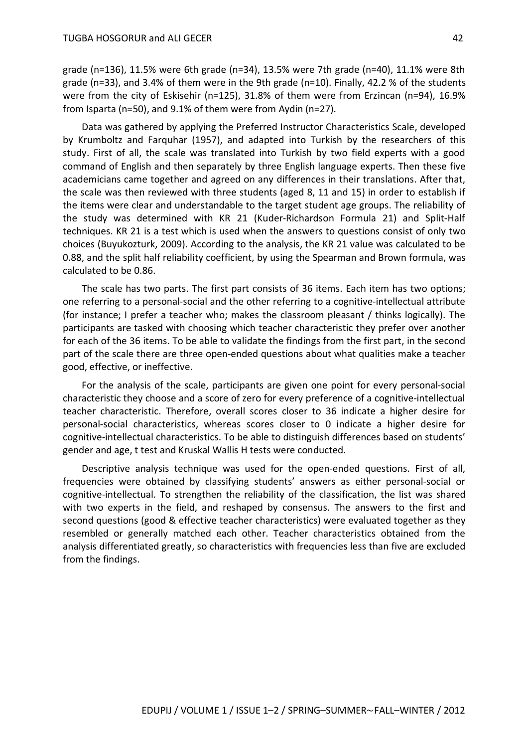grade (n=136), 11.5% were 6th grade (n=34), 13.5% were 7th grade (n=40), 11.1% were 8th grade (n=33), and 3.4% of them were in the 9th grade (n=10). Finally, 42.2 % of the students were from the city of Eskisehir (n=125), 31.8% of them were from Erzincan (n=94), 16.9% from Isparta (n=50), and 9.1% of them were from Aydin (n=27).

Data was gathered by applying the Preferred Instructor Characteristics Scale, developed by Krumboltz and Farquhar (1957), and adapted into Turkish by the researchers of this study. First of all, the scale was translated into Turkish by two field experts with a good command of English and then separately by three English language experts. Then these five academicians came together and agreed on any differences in their translations. After that, the scale was then reviewed with three students (aged 8, 11 and 15) in order to establish if the items were clear and understandable to the target student age groups. The reliability of the study was determined with KR 21 (Kuder-Richardson Formula 21) and Split-Half techniques. KR 21 is a test which is used when the answers to questions consist of only two choices (Buyukozturk, 2009). According to the analysis, the KR 21 value was calculated to be 0.88, and the split half reliability coefficient, by using the Spearman and Brown formula, was calculated to be 0.86.

The scale has two parts. The first part consists of 36 items. Each item has two options; one referring to a personal-social and the other referring to a cognitive-intellectual attribute (for instance; I prefer a teacher who; makes the classroom pleasant / thinks logically). The participants are tasked with choosing which teacher characteristic they prefer over another for each of the 36 items. To be able to validate the findings from the first part, in the second part of the scale there are three open-ended questions about what qualities make a teacher good, effective, or ineffective.

For the analysis of the scale, participants are given one point for every personal-social characteristic they choose and a score of zero for every preference of a cognitive-intellectual teacher characteristic. Therefore, overall scores closer to 36 indicate a higher desire for personal-social characteristics, whereas scores closer to 0 indicate a higher desire for cognitive-intellectual characteristics. To be able to distinguish differences based on students' gender and age, t test and Kruskal Wallis H tests were conducted.

Descriptive analysis technique was used for the open-ended questions. First of all, frequencies were obtained by classifying students' answers as either personal-social or cognitive-intellectual. To strengthen the reliability of the classification, the list was shared with two experts in the field, and reshaped by consensus. The answers to the first and second questions (good & effective teacher characteristics) were evaluated together as they resembled or generally matched each other. Teacher characteristics obtained from the analysis differentiated greatly, so characteristics with frequencies less than five are excluded from the findings.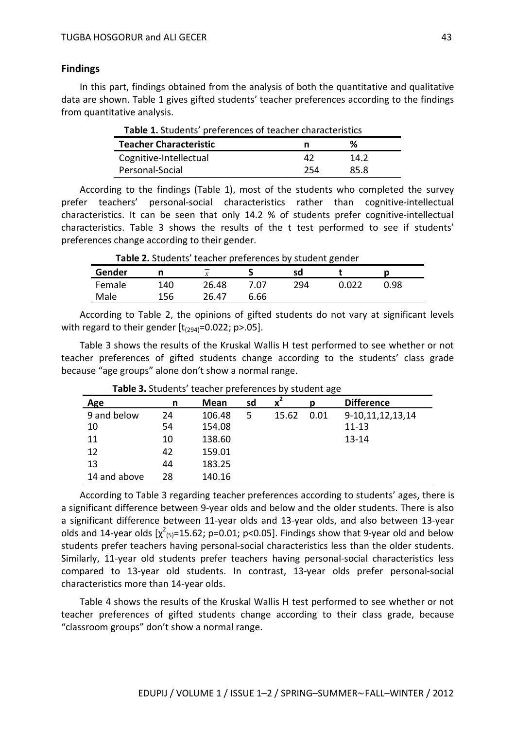## Findings

In this part, findings obtained from the analysis of both the quantitative and qualitative data are shown. Table 1 gives gifted students' teacher preferences according to the findings from quantitative analysis.

**Table 1.** Students' preferences of teacher characteristics

| Teacher Characteristic | n | % |
|---|---|---|
| Cognitive-Intellectual | 42 | 14.2 |
| Personal-Social | 254 | 85.8 |

According to the findings (Table 1), most of the students who completed the survey prefer teachers' personal-social characteristics rather than cognitive-intellectual characteristics. It can be seen that only 14.2 % of students prefer cognitive-intellectual characteristics. Table 3 shows the results of the t test performed to see if students' preferences change according to their gender.

**Table 2.** Students' teacher preferences by student gender

| Gender | n | $\bar{x}$ | S | sd | t | p |
|---|---|---|---|---|---|---|
| Female | 140 | 26.48 | 7.07 | 294 | 0.022 | 0.98 |
| Male | 156 | 26.47 | 6.66 | | | |

According to Table 2, the opinions of gifted students do not vary at significant levels with regard to their gender [$t_{(294)}$=0.022; p>.05].

Table 3 shows the results of the Kruskal Wallis H test performed to see whether or not teacher preferences of gifted students change according to the students' class grade because "age groups" alone don't show a normal range.

**Table 3.** Students' teacher preferences by student age

| Age | n | Mean | sd | $x^2$ | p | Difference |
|---|---|---|---|---|---|---|
| 9 and below | 24 | 106.48 | 5 | 15.62 | 0.01 | 9-10,11,12,13,14 |
| 10 | 54 | 154.08 | | | | 11-13 |
| 11 | 10 | 138.60 | | | | 13-14 |
| 12 | 42 | 159.01 | | | | |
| 13 | 44 | 183.25 | | | | |
| 14 and above | 28 | 140.16 | | | | |

According to Table 3 regarding teacher preferences according to students' ages, there is a significant difference between 9-year olds and below and the older students. There is also a significant difference between 11-year olds and 13-year olds, and also between 13-year olds and 14-year olds [$\chi^2_{(5)}$=15.62; p=0.01; p<0.05]. Findings show that 9-year old and below students prefer teachers having personal-social characteristics less than the older students. Similarly, 11-year old students prefer teachers having personal-social characteristics less compared to 13-year old students. In contrast, 13-year olds prefer personal-social characteristics more than 14-year olds.

Table 4 shows the results of the Kruskal Wallis H test performed to see whether or not teacher preferences of gifted students change according to their class grade, because "classroom groups" don't show a normal range.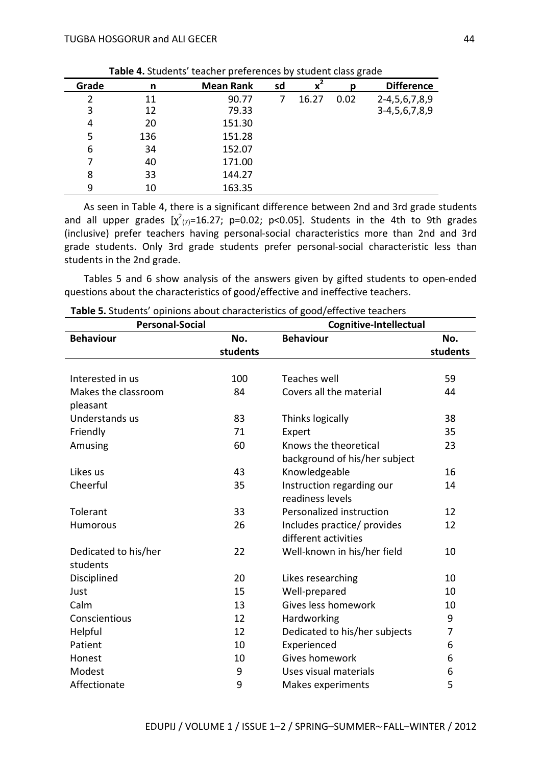**Table 4.** Students' teacher preferences by student class grade

| Grade | n | Mean Rank | sd | $x^2$ | p | Difference |
|---|---|---|---|---|---|---|
| 2 | 11 | 90.77 | 7 | 16.27 | 0.02 | 2-4,5,6,7,8,9 |
| 3 | 12 | 79.33 | | | | 3-4,5,6,7,8,9 |
| 4 | 20 | 151.30 | | | | |
| 5 | 136 | 151.28 | | | | |
| 6 | 34 | 152.07 | | | | |
| 7 | 40 | 171.00 | | | | |
| 8 | 33 | 144.27 | | | | |
| 9 | 10 | 163.35 | | | | |

As seen in Table 4, there is a significant difference between 2nd and 3rd grade students and all upper grades [$\chi^2_{(7)}=16.27$; $p=0.02$; $p<0.05$]. Students in the 4th to 9th grades (inclusive) prefer teachers having personal-social characteristics more than 2nd and 3rd grade students. Only 3rd grade students prefer personal-social characteristic less than students in the 2nd grade.

Tables 5 and 6 show analysis of the answers given by gifted students to open-ended questions about the characteristics of good/effective and ineffective teachers.

**Table 5.** Students' opinions about characteristics of good/effective teachers

| Personal-Social | | Cognitive-Intellectual | |
|---|---|---|---|
| **Behaviour** | **No. students** | **Behaviour** | **No. students** |
| Interested in us | 100 | Teaches well | 59 |
| Makes the classroom pleasant | 84 | Covers all the material | 44 |
| Understands us | 83 | Thinks logically | 38 |
| Friendly | 71 | Expert | 35 |
| Amusing | 60 | Knows the theoretical background of his/her subject | 23 |
| Likes us | 43 | Knowledgeable | 16 |
| Cheerful | 35 | Instruction regarding our readiness levels | 14 |
| Tolerant | 33 | Personalized instruction | 12 |
| Humorous | 26 | Includes practice/ provides different activities | 12 |
| Dedicated to his/her students | 22 | Well-known in his/her field | 10 |
| Disciplined | 20 | Likes researching | 10 |
| Just | 15 | Well-prepared | 10 |
| Calm | 13 | Gives less homework | 10 |
| Conscientious | 12 | Hardworking | 9 |
| Helpful | 12 | Dedicated to his/her subjects | 7 |
| Patient | 10 | Experienced | 6 |
| Honest | 10 | Gives homework | 6 |
| Modest | 9 | Uses visual materials | 6 |
| Affectionate | 9 | Makes experiments | 5 |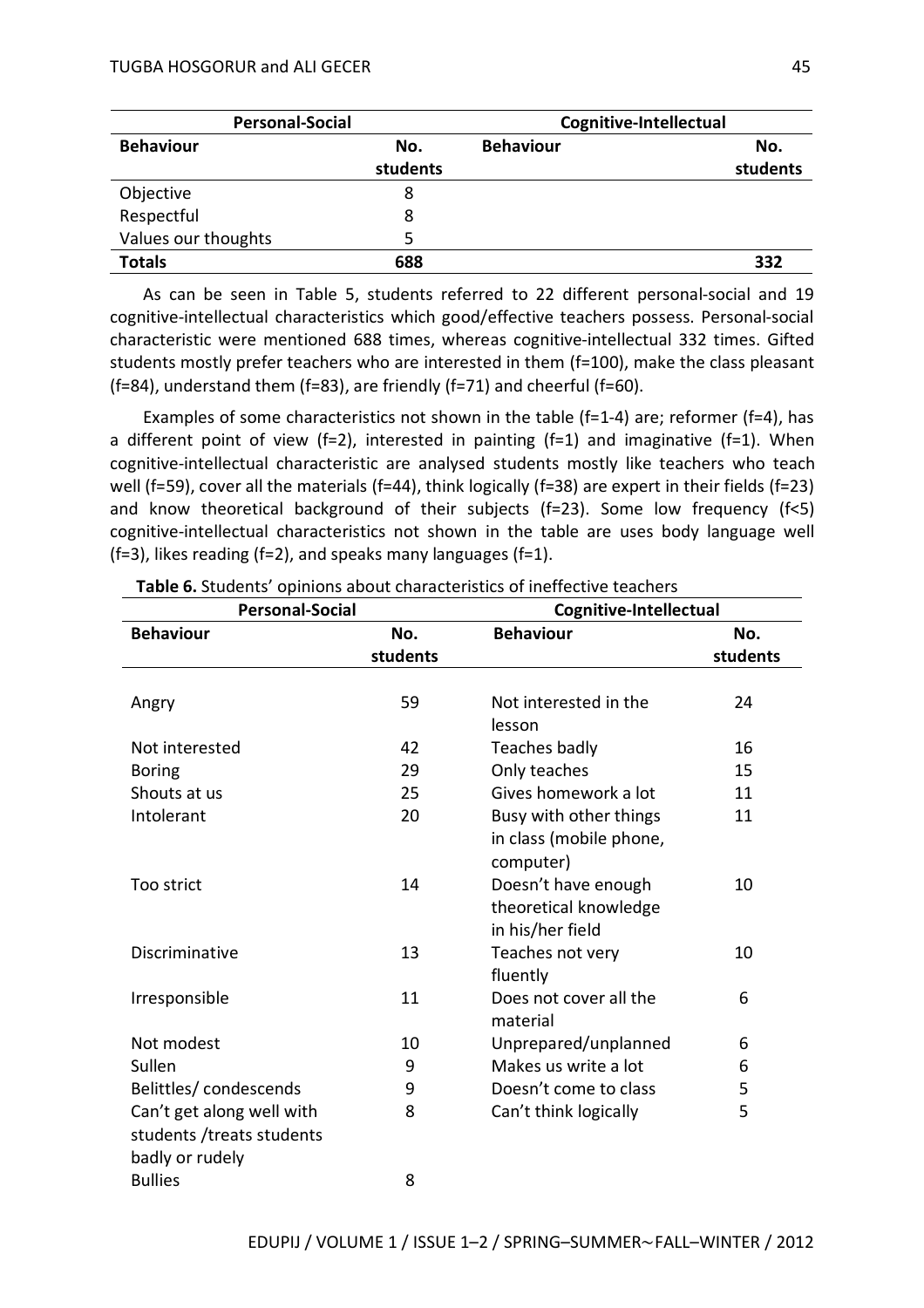| Personal-Social | | Cognitive-Intellectual | |
|---|---|---|---|
| **Behaviour** | **No. students** | **Behaviour** | **No. students** |
| Objective | 8 | | |
| Respectful | 8 | | |
| Values our thoughts | 5 | | |
| **Totals** | **688** | | **332** |

As can be seen in Table 5, students referred to 22 different personal-social and 19 cognitive-intellectual characteristics which good/effective teachers possess. Personal-social characteristic were mentioned 688 times, whereas cognitive-intellectual 332 times. Gifted students mostly prefer teachers who are interested in them (f=100), make the class pleasant (f=84), understand them (f=83), are friendly (f=71) and cheerful (f=60).

Examples of some characteristics not shown in the table (f=1-4) are; reformer (f=4), has a different point of view (f=2), interested in painting (f=1) and imaginative (f=1). When cognitive-intellectual characteristic are analysed students mostly like teachers who teach well (f=59), cover all the materials (f=44), think logically (f=38) are expert in their fields (f=23) and know theoretical background of their subjects (f=23). Some low frequency (f<5) cognitive-intellectual characteristics not shown in the table are uses body language well (f=3), likes reading (f=2), and speaks many languages (f=1).

**Table 6.** Students' opinions about characteristics of ineffective teachers

| Personal-Social | | Cognitive-Intellectual | |
|---|---|---|---|
| **Behaviour** | **No. students** | **Behaviour** | **No. students** |
| Angry | 59 | Not interested in the lesson | 24 |
| Not interested | 42 | Teaches badly | 16 |
| Boring | 29 | Only teaches | 15 |
| Shouts at us | 25 | Gives homework a lot | 11 |
| Intolerant | 20 | Busy with other things in class (mobile phone, computer) | 11 |
| Too strict | 14 | Doesn't have enough theoretical knowledge in his/her field | 10 |
| Discriminative | 13 | Teaches not very fluently | 10 |
| Irresponsible | 11 | Does not cover all the material | 6 |
| Not modest | 10 | Unprepared/unplanned | 6 |
| Sullen | 9 | Makes us write a lot | 6 |
| Belittles/ condescends | 9 | Doesn't come to class | 5 |
| Can't get along well with students /treats students badly or rudely | 8 | Can't think logically | 5 |
| Bullies | 8 | | |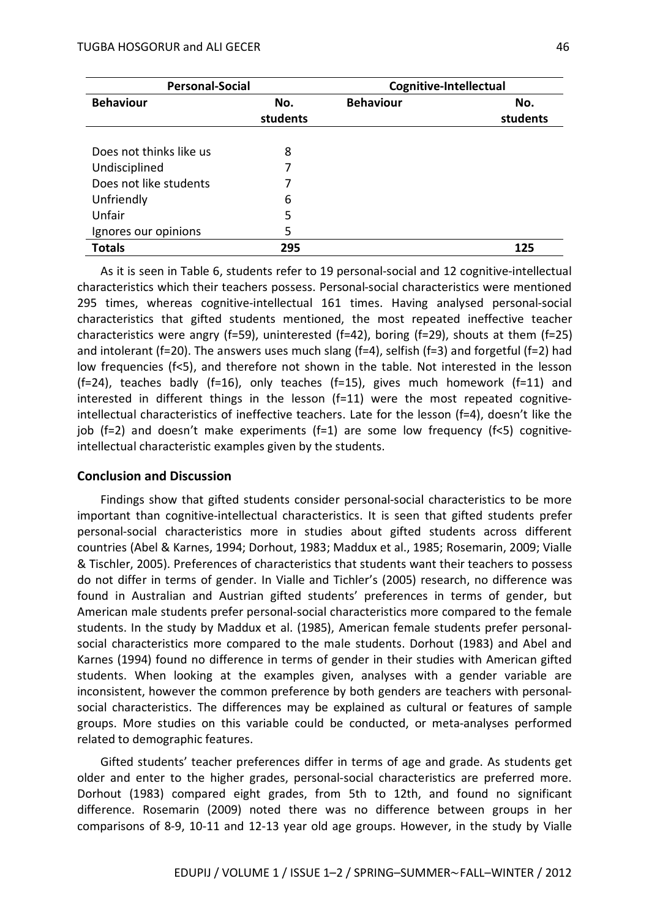| Personal-Social | | Cognitive-Intellectual | |
|---|---|---|---|
| **Behaviour** | **No. students** | **Behaviour** | **No. students** |
| Does not thinks like us | 8 | | |
| Undisciplined | 7 | | |
| Does not like students | 7 | | |
| Unfriendly | 6 | | |
| Unfair | 5 | | |
| Ignores our opinions | 5 | | |
| **Totals** | **295** | | **125** |

As it is seen in Table 6, students refer to 19 personal-social and 12 cognitive-intellectual characteristics which their teachers possess. Personal-social characteristics were mentioned 295 times, whereas cognitive-intellectual 161 times. Having analysed personal-social characteristics that gifted students mentioned, the most repeated ineffective teacher characteristics were angry (f=59), uninterested (f=42), boring (f=29), shouts at them (f=25) and intolerant (f=20). The answers uses much slang (f=4), selfish (f=3) and forgetful (f=2) had low frequencies (f<5), and therefore not shown in the table. Not interested in the lesson (f=24), teaches badly (f=16), only teaches (f=15), gives much homework (f=11) and interested in different things in the lesson (f=11) were the most repeated cognitive-intellectual characteristics of ineffective teachers. Late for the lesson (f=4), doesn't like the job (f=2) and doesn't make experiments (f=1) are some low frequency (f<5) cognitive-intellectual characteristic examples given by the students.

## Conclusion and Discussion

Findings show that gifted students consider personal-social characteristics to be more important than cognitive-intellectual characteristics. It is seen that gifted students prefer personal-social characteristics more in studies about gifted students across different countries (Abel & Karnes, 1994; Dorhout, 1983; Maddux et al., 1985; Rosemarin, 2009; Vialle & Tischler, 2005). Preferences of characteristics that students want their teachers to possess do not differ in terms of gender. In Vialle and Tichler's (2005) research, no difference was found in Australian and Austrian gifted students' preferences in terms of gender, but American male students prefer personal-social characteristics more compared to the female students. In the study by Maddux et al. (1985), American female students prefer personal-social characteristics more compared to the male students. Dorhout (1983) and Abel and Karnes (1994) found no difference in terms of gender in their studies with American gifted students. When looking at the examples given, analyses with a gender variable are inconsistent, however the common preference by both genders are teachers with personal-social characteristics. The differences may be explained as cultural or features of sample groups. More studies on this variable could be conducted, or meta-analyses performed related to demographic features.

Gifted students' teacher preferences differ in terms of age and grade. As students get older and enter to the higher grades, personal-social characteristics are preferred more. Dorhout (1983) compared eight grades, from 5th to 12th, and found no significant difference. Rosemarin (2009) noted there was no difference between groups in her comparisons of 8-9, 10-11 and 12-13 year old age groups. However, in the study by Vialle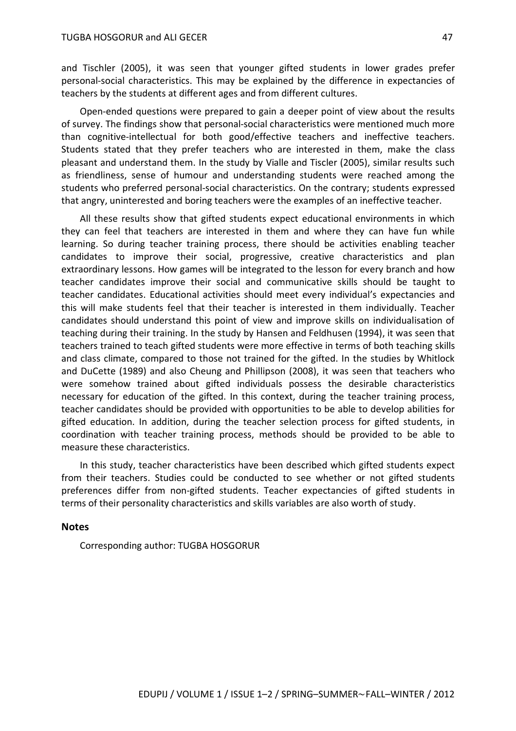and Tischler (2005), it was seen that younger gifted students in lower grades prefer personal-social characteristics. This may be explained by the difference in expectancies of teachers by the students at different ages and from different cultures.

Open-ended questions were prepared to gain a deeper point of view about the results of survey. The findings show that personal-social characteristics were mentioned much more than cognitive-intellectual for both good/effective teachers and ineffective teachers. Students stated that they prefer teachers who are interested in them, make the class pleasant and understand them. In the study by Vialle and Tiscler (2005), similar results such as friendliness, sense of humour and understanding students were reached among the students who preferred personal-social characteristics. On the contrary; students expressed that angry, uninterested and boring teachers were the examples of an ineffective teacher.

All these results show that gifted students expect educational environments in which they can feel that teachers are interested in them and where they can have fun while learning. So during teacher training process, there should be activities enabling teacher candidates to improve their social, progressive, creative characteristics and plan extraordinary lessons. How games will be integrated to the lesson for every branch and how teacher candidates improve their social and communicative skills should be taught to teacher candidates. Educational activities should meet every individual's expectancies and this will make students feel that their teacher is interested in them individually. Teacher candidates should understand this point of view and improve skills on individualisation of teaching during their training. In the study by Hansen and Feldhusen (1994), it was seen that teachers trained to teach gifted students were more effective in terms of both teaching skills and class climate, compared to those not trained for the gifted. In the studies by Whitlock and DuCette (1989) and also Cheung and Phillipson (2008), it was seen that teachers who were somehow trained about gifted individuals possess the desirable characteristics necessary for education of the gifted. In this context, during the teacher training process, teacher candidates should be provided with opportunities to be able to develop abilities for gifted education. In addition, during the teacher selection process for gifted students, in coordination with teacher training process, methods should be provided to be able to measure these characteristics.

In this study, teacher characteristics have been described which gifted students expect from their teachers. Studies could be conducted to see whether or not gifted students preferences differ from non-gifted students. Teacher expectancies of gifted students in terms of their personality characteristics and skills variables are also worth of study.

## Notes

Corresponding author: TUGBA HOSGORUR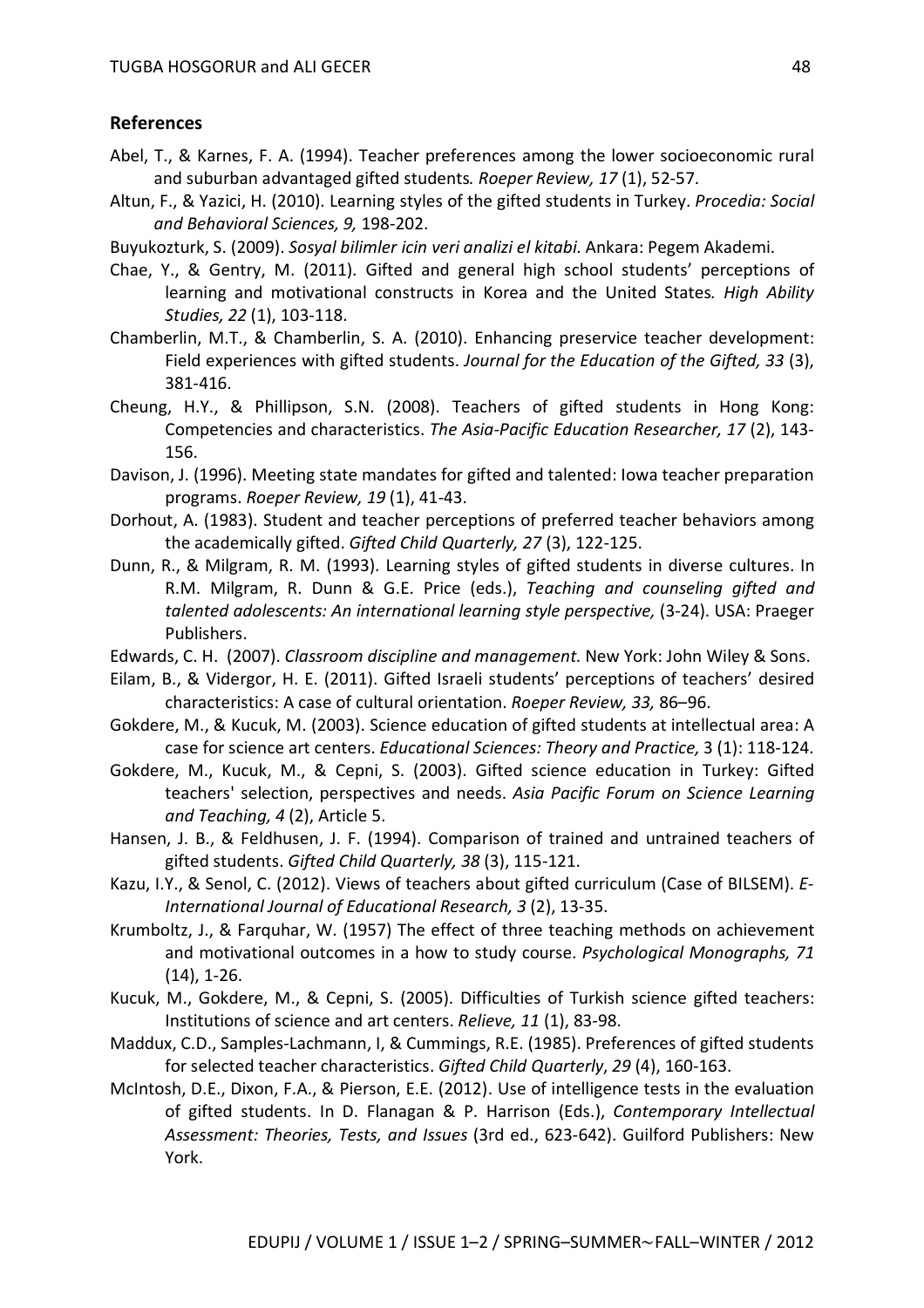## References

Abel, T., & Karnes, F. A. (1994). Teacher preferences among the lower socioeconomic rural and suburban advantaged gifted students*. Roeper Review, 17* (1), 52-57.

Altun, F., & Yazici, H. (2010). Learning styles of the gifted students in Turkey. *Procedia: Social and Behavioral Sciences, 9,* 198-202.

Buyukozturk, S. (2009). *Sosyal bilimler icin veri analizi el kitabi*. Ankara: Pegem Akademi.

Chae, Y., & Gentry, M. (2011). Gifted and general high school students' perceptions of learning and motivational constructs in Korea and the United States*. High Ability Studies, 22* (1), 103-118.

Chamberlin, M.T., & Chamberlin, S. A. (2010). Enhancing preservice teacher development: Field experiences with gifted students. *Journal for the Education of the Gifted, 33* (3), 381-416.

Cheung, H.Y., & Phillipson, S.N. (2008). Teachers of gifted students in Hong Kong: Competencies and characteristics. *The Asia-Pacific Education Researcher, 17* (2), 143-156.

Davison, J. (1996). Meeting state mandates for gifted and talented: Iowa teacher preparation programs. *Roeper Review, 19* (1), 41-43.

Dorhout, A. (1983). Student and teacher perceptions of preferred teacher behaviors among the academically gifted. *Gifted Child Quarterly, 27* (3), 122-125.

Dunn, R., & Milgram, R. M. (1993). Learning styles of gifted students in diverse cultures. In R.M. Milgram, R. Dunn & G.E. Price (eds.), *Teaching and counseling gifted and talented adolescents: An international learning style perspective,* (3-24). USA: Praeger Publishers.

Edwards, C. H. (2007). *Classroom discipline and management*. New York: John Wiley & Sons.

Eilam, B., & Vidergor, H. E. (2011). Gifted Israeli students' perceptions of teachers' desired characteristics: A case of cultural orientation. *Roeper Review, 33,* 86–96.

Gokdere, M., & Kucuk, M. (2003). Science education of gifted students at intellectual area: A case for science art centers. *Educational Sciences: Theory and Practice,* 3 (1): 118-124.

Gokdere, M., Kucuk, M., & Cepni, S. (2003). Gifted science education in Turkey: Gifted teachers' selection, perspectives and needs. *Asia Pacific Forum on Science Learning and Teaching, 4* (2), Article 5.

Hansen, J. B., & Feldhusen, J. F. (1994). Comparison of trained and untrained teachers of gifted students. *Gifted Child Quarterly, 38* (3), 115-121.

Kazu, I.Y., & Senol, C. (2012). Views of teachers about gifted curriculum (Case of BILSEM). *E-International Journal of Educational Research, 3* (2), 13-35.

Krumboltz, J., & Farquhar, W. (1957) The effect of three teaching methods on achievement and motivational outcomes in a how to study course. *Psychological Monographs, 71* (14), 1-26.

Kucuk, M., Gokdere, M., & Cepni, S. (2005). Difficulties of Turkish science gifted teachers: Institutions of science and art centers. *Relieve, 11* (1), 83-98.

Maddux, C.D., Samples-Lachmann, I, & Cummings, R.E. (1985). Preferences of gifted students for selected teacher characteristics. *Gifted Child Quarterly*, *29* (4), 160-163.

McIntosh, D.E., Dixon, F.A., & Pierson, E.E. (2012). Use of intelligence tests in the evaluation of gifted students. In D. Flanagan & P. Harrison (Eds.), *Contemporary Intellectual Assessment: Theories, Tests, and Issues* (3rd ed., 623-642). Guilford Publishers: New York.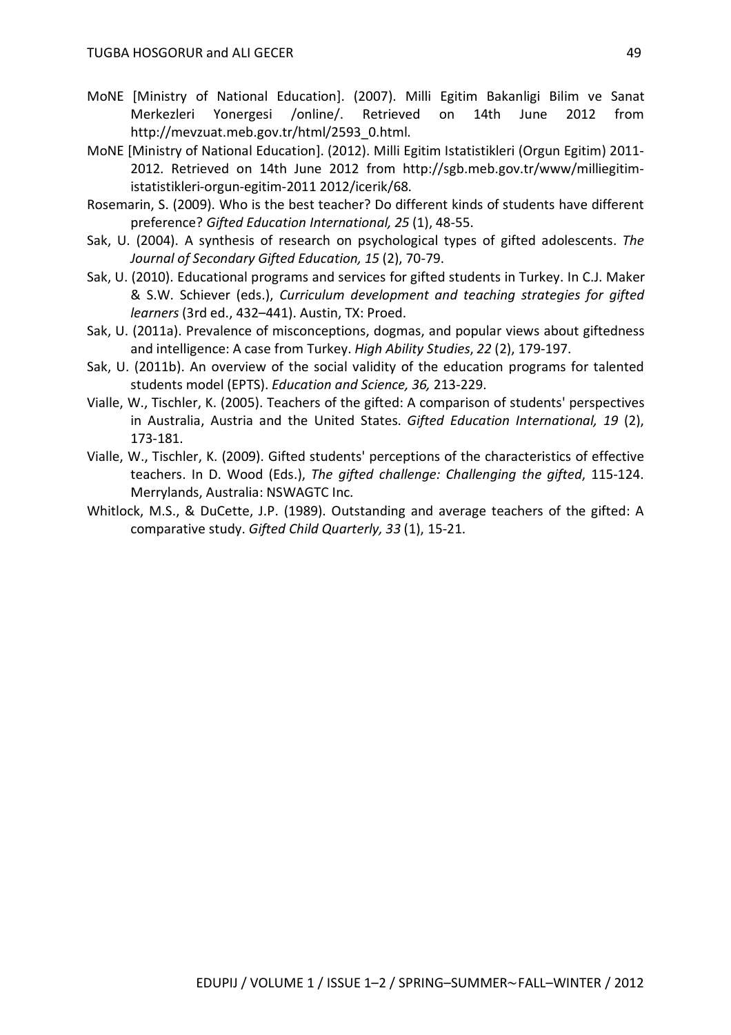MoNE [Ministry of National Education]. (2007). Milli Egitim Bakanligi Bilim ve Sanat Merkezleri Yonergesi /online/. Retrieved on 14th June 2012 from http://mevzuat.meb.gov.tr/html/2593_0.html.

MoNE [Ministry of National Education]. (2012). Milli Egitim Istatistikleri (Orgun Egitim) 2011-2012. Retrieved on 14th June 2012 from http://sgb.meb.gov.tr/www/milliegitim-istatistikleri-orgun-egitim-2011 2012/icerik/68.

Rosemarin, S. (2009). Who is the best teacher? Do different kinds of students have different preference? *Gifted Education International, 25* (1), 48-55.

Sak, U. (2004). A synthesis of research on psychological types of gifted adolescents. *The Journal of Secondary Gifted Education, 15* (2), 70-79.

Sak, U. (2010). Educational programs and services for gifted students in Turkey. In C.J. Maker & S.W. Schiever (eds.), *Curriculum development and teaching strategies for gifted learners* (3rd ed., 432–441). Austin, TX: Proed.

Sak, U. (2011a). Prevalence of misconceptions, dogmas, and popular views about giftedness and intelligence: A case from Turkey. *High Ability Studies*, *22* (2), 179-197.

Sak, U. (2011b). An overview of the social validity of the education programs for talented students model (EPTS). *Education and Science, 36,* 213-229.

Vialle, W., Tischler, K. (2005). Teachers of the gifted: A comparison of students' perspectives in Australia, Austria and the United States. *Gifted Education International, 19* (2), 173-181.

Vialle, W., Tischler, K. (2009). Gifted students' perceptions of the characteristics of effective teachers. In D. Wood (Eds.), *The gifted challenge: Challenging the gifted*, 115-124. Merrylands, Australia: NSWAGTC Inc.

Whitlock, M.S., & DuCette, J.P. (1989). Outstanding and average teachers of the gifted: A comparative study. *Gifted Child Quarterly, 33* (1), 15-21.